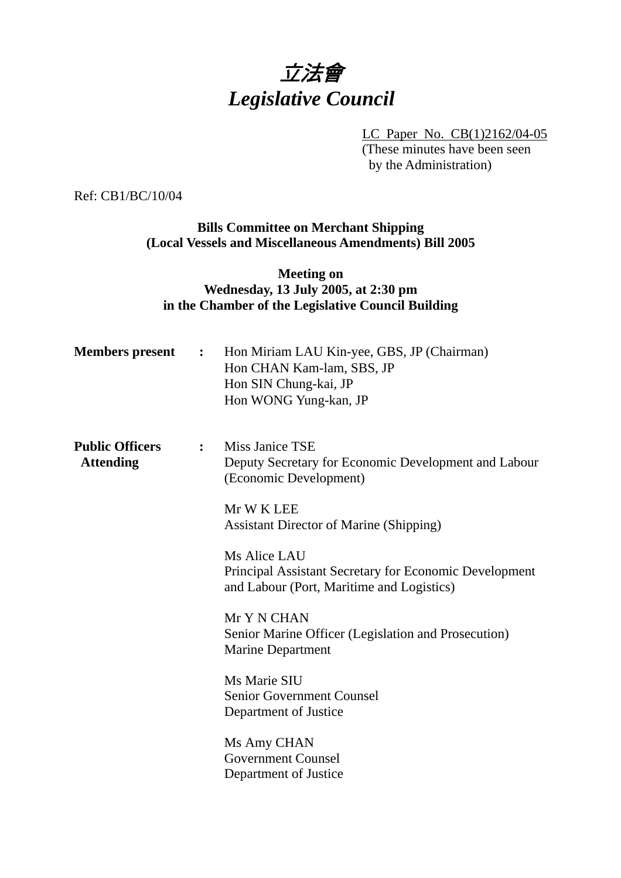# *立法會*
# *Legislative Council*

LC Paper No. CB(1)2162/04-05
(These minutes have been seen by the Administration)

Ref: CB1/BC/10/04

**Bills Committee on Merchant Shipping (Local Vessels and Miscellaneous Amendments) Bill 2005**

**Meeting on Wednesday, 13 July 2005, at 2:30 pm in the Chamber of the Legislative Council Building**

**Members present** : Hon Miriam LAU Kin-yee, GBS, JP (Chairman)
Hon CHAN Kam-lam, SBS, JP
Hon SIN Chung-kai, JP
Hon WONG Yung-kan, JP

**Public Officers Attending** :

Miss Janice TSE
Deputy Secretary for Economic Development and Labour (Economic Development)

Mr W K LEE
Assistant Director of Marine (Shipping)

Ms Alice LAU
Principal Assistant Secretary for Economic Development and Labour (Port, Maritime and Logistics)

Mr Y N CHAN
Senior Marine Officer (Legislation and Prosecution)
Marine Department

Ms Marie SIU
Senior Government Counsel
Department of Justice

Ms Amy CHAN
Government Counsel
Department of Justice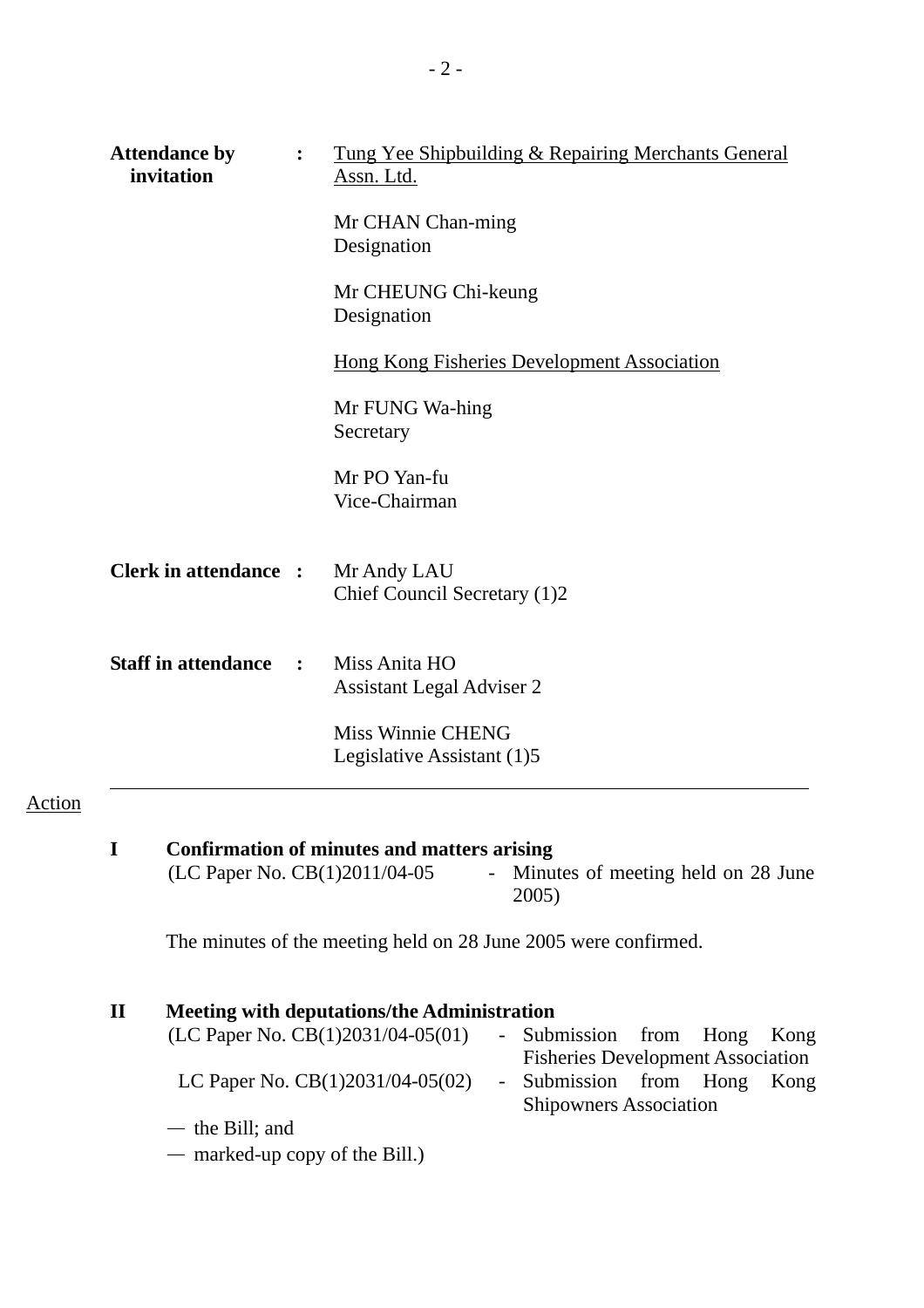**Attendance by invitation** : <u>Tung Yee Shipbuilding & Repairing Merchants General Assn. Ltd.</u>

Mr CHAN Chan-ming
Designation

Mr CHEUNG Chi-keung
Designation

<u>Hong Kong Fisheries Development Association</u>

Mr FUNG Wa-hing
Secretary

Mr PO Yan-fu
Vice-Chairman

**Clerk in attendance** : Mr Andy LAU
Chief Council Secretary (1)2

**Staff in attendance** : Miss Anita HO
Assistant Legal Adviser 2

Miss Winnie CHENG
Legislative Assistant (1)5

---

Action

**I Confirmation of minutes and matters arising**

(LC Paper No. CB(1)2011/04-05 - Minutes of meeting held on 28 June 2005)

The minutes of the meeting held on 28 June 2005 were confirmed.

**II Meeting with deputations/the Administration**

(LC Paper No. CB(1)2031/04-05(01) - Submission from Hong Kong Fisheries Development Association

LC Paper No. CB(1)2031/04-05(02) - Submission from Hong Kong Shipowners Association

— the Bill; and

— marked-up copy of the Bill.)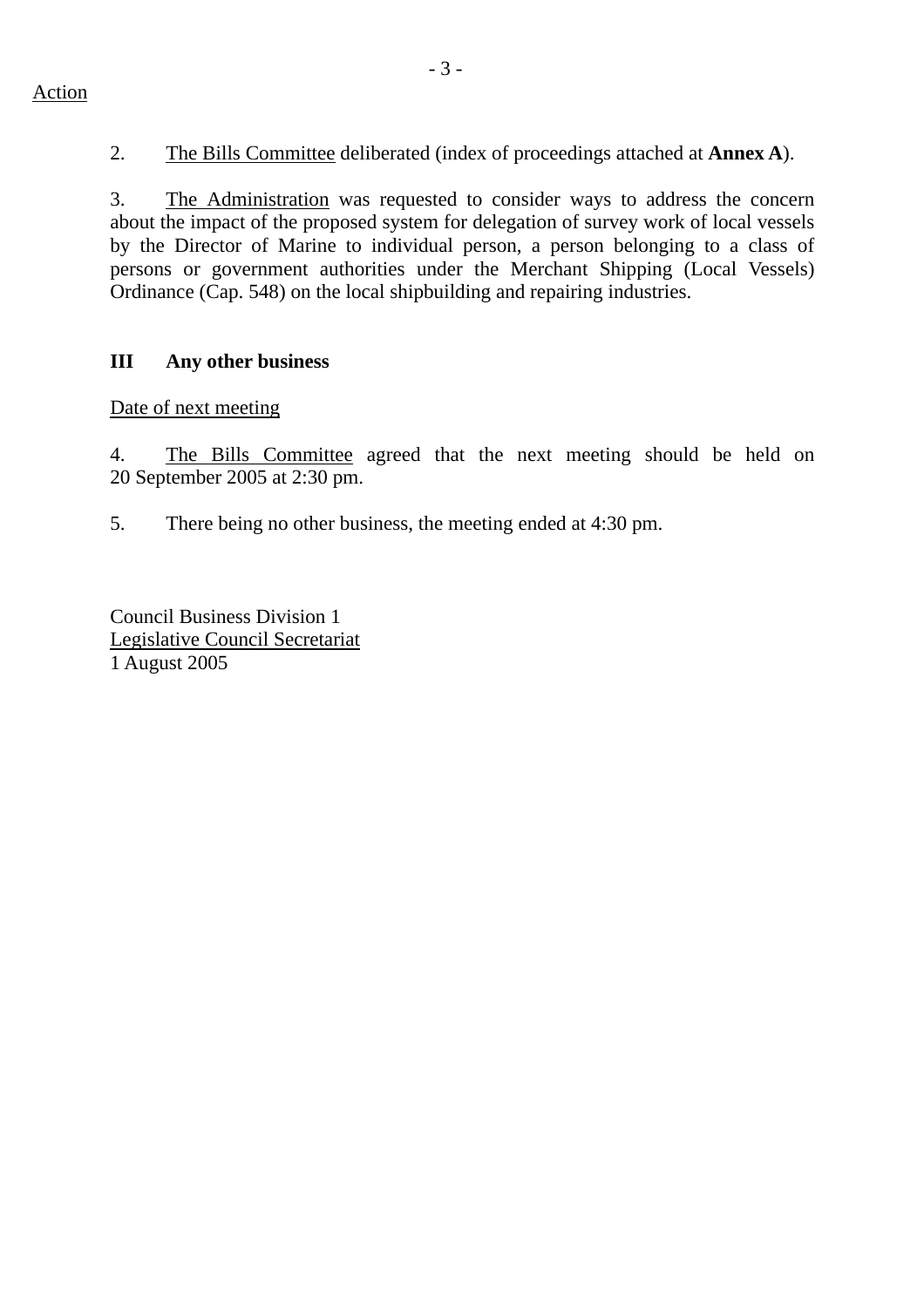Action

2. The Bills Committee deliberated (index of proceedings attached at **Annex A**).

3. The Administration was requested to consider ways to address the concern about the impact of the proposed system for delegation of survey work of local vessels by the Director of Marine to individual person, a person belonging to a class of persons or government authorities under the Merchant Shipping (Local Vessels) Ordinance (Cap. 548) on the local shipbuilding and repairing industries.

**III Any other business**

Date of next meeting

4. The Bills Committee agreed that the next meeting should be held on 20 September 2005 at 2:30 pm.

5. There being no other business, the meeting ended at 4:30 pm.

Council Business Division 1
Legislative Council Secretariat
1 August 2005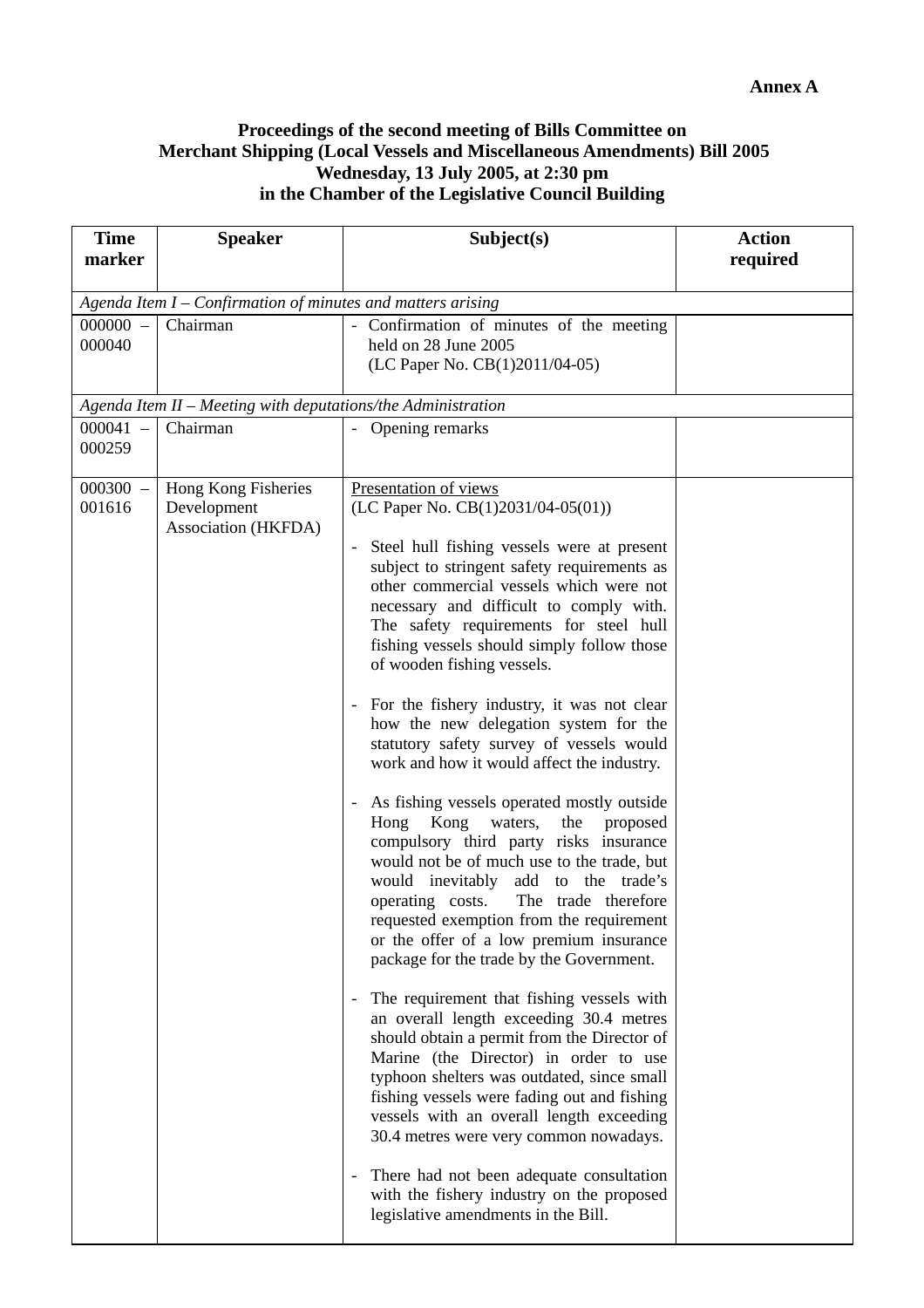**Annex A**

**Proceedings of the second meeting of Bills Committee on Merchant Shipping (Local Vessels and Miscellaneous Amendments) Bill 2005 Wednesday, 13 July 2005, at 2:30 pm in the Chamber of the Legislative Council Building**

| Time marker | Speaker | Subject(s) | Action required |
|---|---|---|---|
| *Agenda Item I – Confirmation of minutes and matters arising* | | | |
| 000000 – 000040 | Chairman | - Confirmation of minutes of the meeting held on 28 June 2005 (LC Paper No. CB(1)2011/04-05) | |
| *Agenda Item II – Meeting with deputations/the Administration* | | | |
| 000041 – 000259 | Chairman | - Opening remarks | |
| 000300 – 001616 | Hong Kong Fisheries Development Association (HKFDA) | Presentation of views<br>(LC Paper No. CB(1)2031/04-05(01))<br><br>- Steel hull fishing vessels were at present subject to stringent safety requirements as other commercial vessels which were not necessary and difficult to comply with. The safety requirements for steel hull fishing vessels should simply follow those of wooden fishing vessels.<br><br>- For the fishery industry, it was not clear how the new delegation system for the statutory safety survey of vessels would work and how it would affect the industry.<br><br>- As fishing vessels operated mostly outside Hong Kong waters, the proposed compulsory third party risks insurance would not be of much use to the trade, but would inevitably add to the trade's operating costs. The trade therefore requested exemption from the requirement or the offer of a low premium insurance package for the trade by the Government.<br><br>- The requirement that fishing vessels with an overall length exceeding 30.4 metres should obtain a permit from the Director of Marine (the Director) in order to use typhoon shelters was outdated, since small fishing vessels were fading out and fishing vessels with an overall length exceeding 30.4 metres were very common nowadays.<br><br>- There had not been adequate consultation with the fishery industry on the proposed legislative amendments in the Bill. | |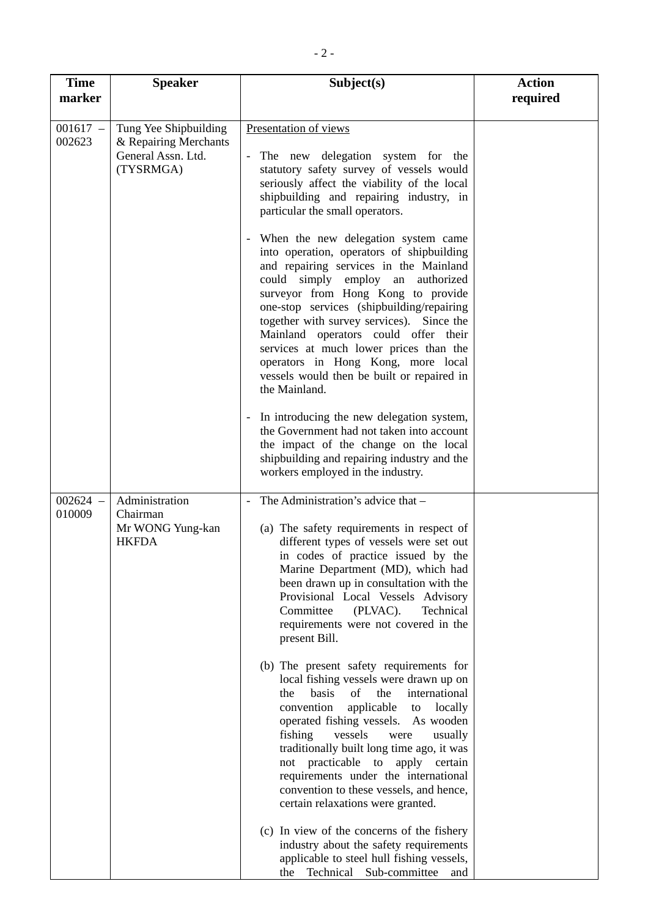| Time marker | Speaker | Subject(s) | Action required |
|---|---|---|---|
| 001617 – 002623 | Tung Yee Shipbuilding & Repairing Merchants General Assn. Ltd. (TYSRMGA) | Presentation of views<br><br>- The new delegation system for the statutory safety survey of vessels would seriously affect the viability of the local shipbuilding and repairing industry, in particular the small operators.<br><br>- When the new delegation system came into operation, operators of shipbuilding and repairing services in the Mainland could simply employ an authorized surveyor from Hong Kong to provide one-stop services (shipbuilding/repairing together with survey services). Since the Mainland operators could offer their services at much lower prices than the operators in Hong Kong, more local vessels would then be built or repaired in the Mainland.<br><br>- In introducing the new delegation system, the Government had not taken into account the impact of the change on the local shipbuilding and repairing industry and the workers employed in the industry. | |
| 002624 – 010009 | Administration<br>Chairman<br>Mr WONG Yung-kan<br>HKFDA | - The Administration's advice that –<br><br>(a) The safety requirements in respect of different types of vessels were set out in codes of practice issued by the Marine Department (MD), which had been drawn up in consultation with the Provisional Local Vessels Advisory Committee (PLVAC). Technical requirements were not covered in the present Bill.<br><br>(b) The present safety requirements for local fishing vessels were drawn up on the basis of the international convention applicable to locally operated fishing vessels. As wooden fishing vessels were usually traditionally built long time ago, it was not practicable to apply certain requirements under the international convention to these vessels, and hence, certain relaxations were granted.<br><br>(c) In view of the concerns of the fishery industry about the safety requirements applicable to steel hull fishing vessels, the Technical Sub-committee and | |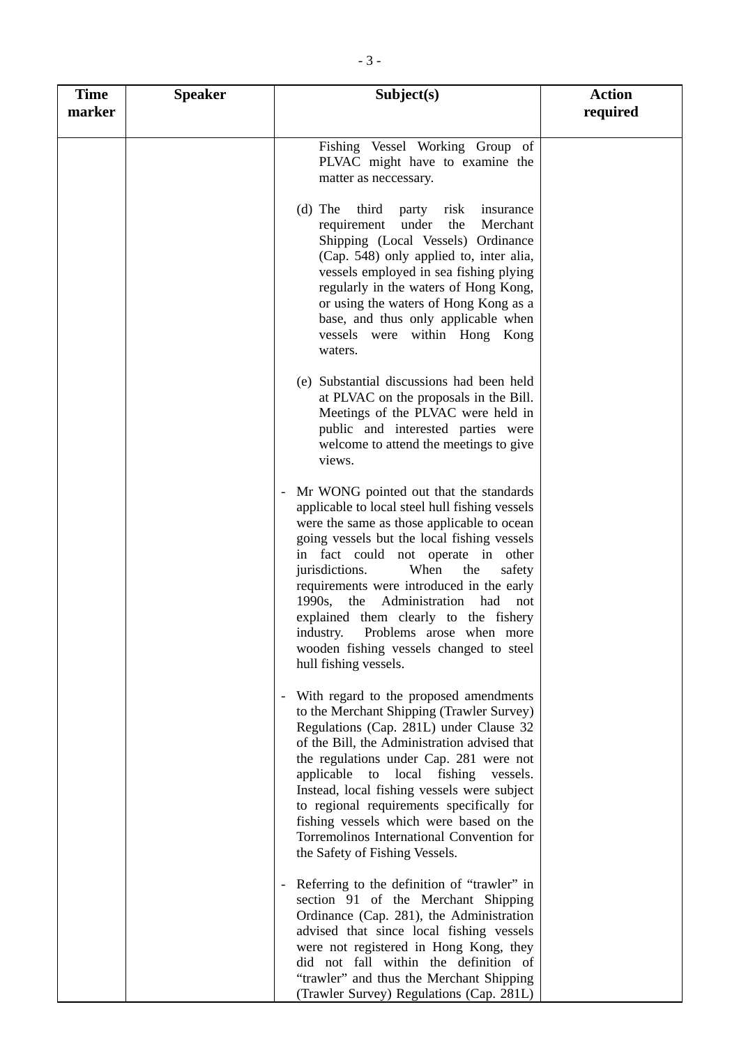| Time marker | Speaker | Subject(s) | Action required |
|---|---|---|---|
| | | Fishing Vessel Working Group of PLVAC might have to examine the matter as neccessary.<br><br>(d) The third party risk insurance requirement under the Merchant Shipping (Local Vessels) Ordinance (Cap. 548) only applied to, inter alia, vessels employed in sea fishing plying regularly in the waters of Hong Kong, or using the waters of Hong Kong as a base, and thus only applicable when vessels were within Hong Kong waters.<br><br>(e) Substantial discussions had been held at PLVAC on the proposals in the Bill. Meetings of the PLVAC were held in public and interested parties were welcome to attend the meetings to give views.<br><br>- Mr WONG pointed out that the standards applicable to local steel hull fishing vessels were the same as those applicable to ocean going vessels but the local fishing vessels in fact could not operate in other jurisdictions. When the safety requirements were introduced in the early 1990s, the Administration had not explained them clearly to the fishery industry. Problems arose when more wooden fishing vessels changed to steel hull fishing vessels.<br><br>- With regard to the proposed amendments to the Merchant Shipping (Trawler Survey) Regulations (Cap. 281L) under Clause 32 of the Bill, the Administration advised that the regulations under Cap. 281 were not applicable to local fishing vessels. Instead, local fishing vessels were subject to regional requirements specifically for fishing vessels which were based on the Torremolinos International Convention for the Safety of Fishing Vessels.<br><br>- Referring to the definition of "trawler" in section 91 of the Merchant Shipping Ordinance (Cap. 281), the Administration advised that since local fishing vessels were not registered in Hong Kong, they did not fall within the definition of "trawler" and thus the Merchant Shipping (Trawler Survey) Regulations (Cap. 281L) | |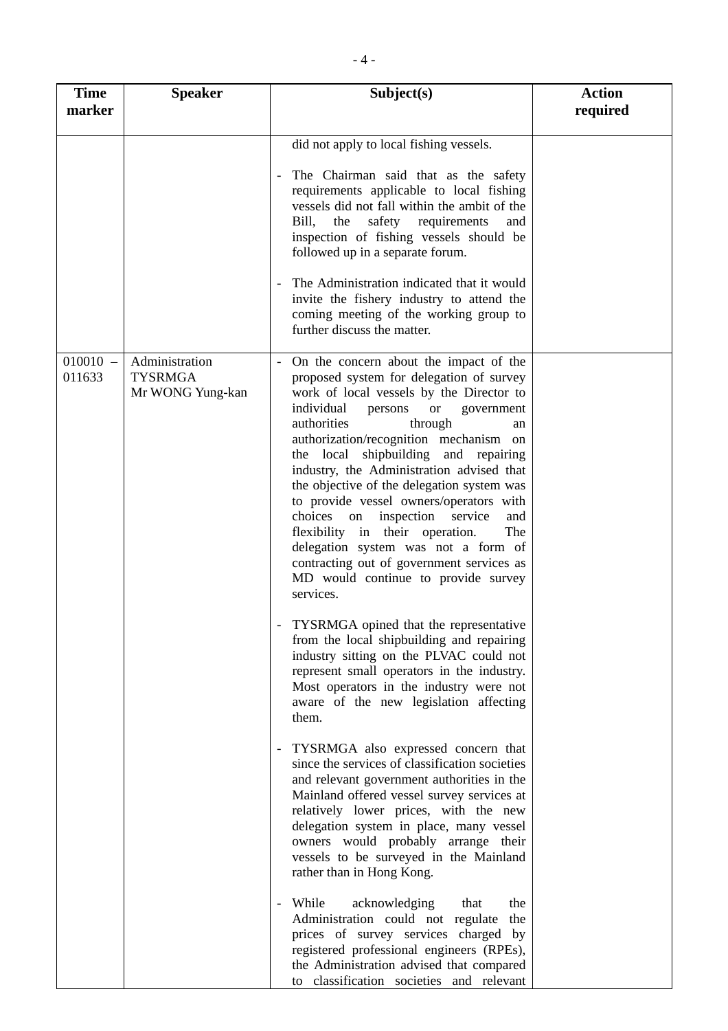| Time marker | Speaker | Subject(s) | Action required |
|---|---|---|---|
| | | did not apply to local fishing vessels.<br><br>- The Chairman said that as the safety requirements applicable to local fishing vessels did not fall within the ambit of the Bill, the safety requirements and inspection of fishing vessels should be followed up in a separate forum.<br><br>- The Administration indicated that it would invite the fishery industry to attend the coming meeting of the working group to further discuss the matter. | |
| 010010 – 011633 | Administration<br>TYSRMGA<br>Mr WONG Yung-kan | - On the concern about the impact of the proposed system for delegation of survey work of local vessels by the Director to individual persons or government authorities through an authorization/recognition mechanism on the local shipbuilding and repairing industry, the Administration advised that the objective of the delegation system was to provide vessel owners/operators with choices on inspection service and flexibility in their operation. The delegation system was not a form of contracting out of government services as MD would continue to provide survey services.<br><br>- TYSRMGA opined that the representative from the local shipbuilding and repairing industry sitting on the PLVAC could not represent small operators in the industry. Most operators in the industry were not aware of the new legislation affecting them.<br><br>- TYSRMGA also expressed concern that since the services of classification societies and relevant government authorities in the Mainland offered vessel survey services at relatively lower prices, with the new delegation system in place, many vessel owners would probably arrange their vessels to be surveyed in the Mainland rather than in Hong Kong.<br><br>- While acknowledging that the Administration could not regulate the prices of survey services charged by registered professional engineers (RPEs), the Administration advised that compared to classification societies and relevant | |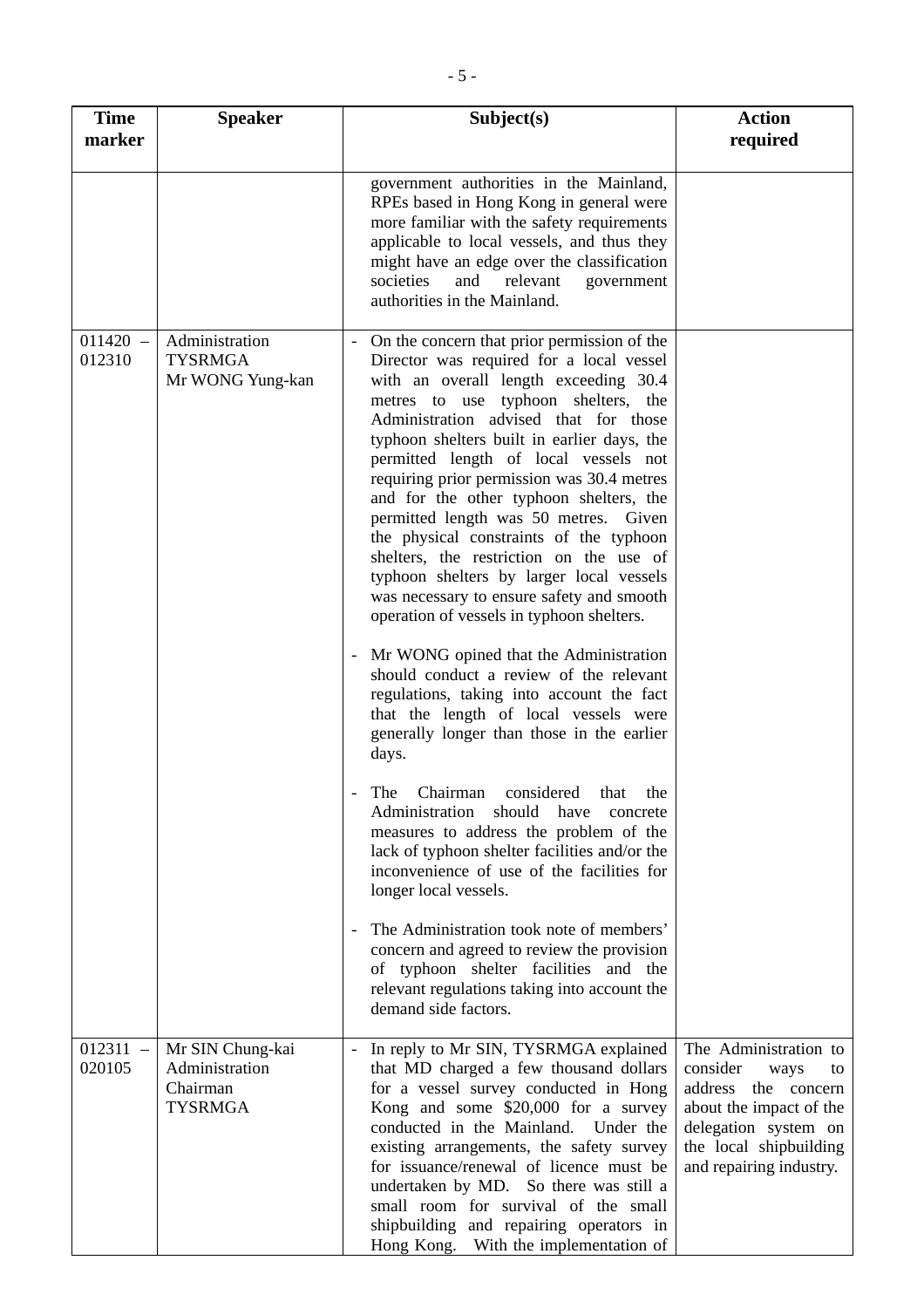| Time marker | Speaker | Subject(s) | Action required |
|---|---|---|---|
| | | government authorities in the Mainland, RPEs based in Hong Kong in general were more familiar with the safety requirements applicable to local vessels, and thus they might have an edge over the classification societies and relevant government authorities in the Mainland. | |
| 011420 – 012310 | Administration<br>TYSRMGA<br>Mr WONG Yung-kan | - On the concern that prior permission of the Director was required for a local vessel with an overall length exceeding 30.4 metres to use typhoon shelters, the Administration advised that for those typhoon shelters built in earlier days, the permitted length of local vessels not requiring prior permission was 30.4 metres and for the other typhoon shelters, the permitted length was 50 metres. Given the physical constraints of the typhoon shelters, the restriction on the use of typhoon shelters by larger local vessels was necessary to ensure safety and smooth operation of vessels in typhoon shelters.<br><br>- Mr WONG opined that the Administration should conduct a review of the relevant regulations, taking into account the fact that the length of local vessels were generally longer than those in the earlier days.<br><br>- The Chairman considered that the Administration should have concrete measures to address the problem of the lack of typhoon shelter facilities and/or the inconvenience of use of the facilities for longer local vessels.<br><br>- The Administration took note of members' concern and agreed to review the provision of typhoon shelter facilities and the relevant regulations taking into account the demand side factors. | |
| 012311 – 020105 | Mr SIN Chung-kai<br>Administration<br>Chairman<br>TYSRMGA | - In reply to Mr SIN, TYSRMGA explained that MD charged a few thousand dollars for a vessel survey conducted in Hong Kong and some $20,000 for a survey conducted in the Mainland. Under the existing arrangements, the safety survey for issuance/renewal of licence must be undertaken by MD. So there was still a small room for survival of the small shipbuilding and repairing operators in Hong Kong. With the implementation of | The Administration to consider ways to address the concern about the impact of the delegation system on the local shipbuilding and repairing industry. |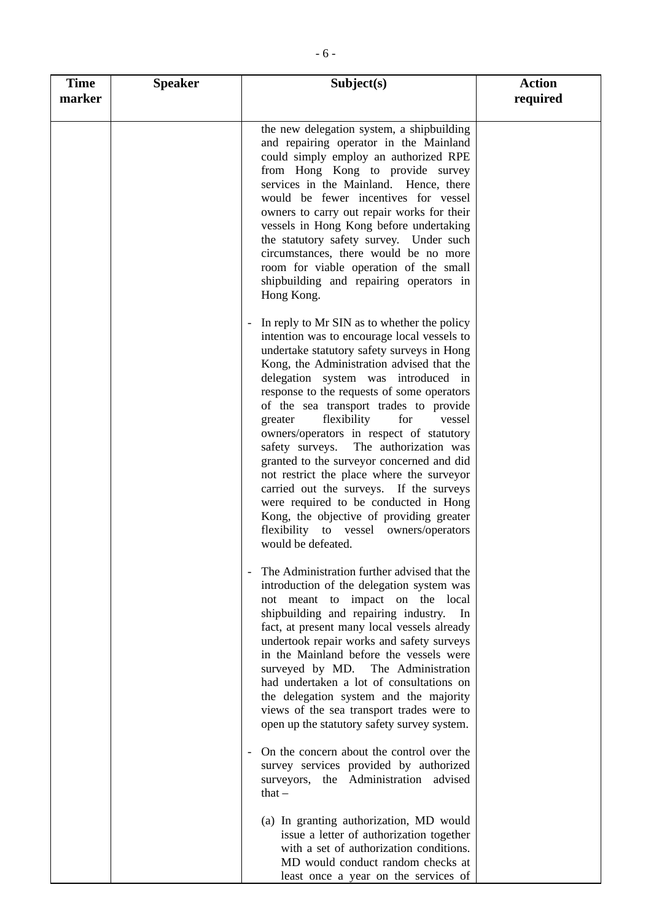| Time marker | Speaker | Subject(s) | Action required |
|---|---|---|---|
| | | the new delegation system, a shipbuilding and repairing operator in the Mainland could simply employ an authorized RPE from Hong Kong to provide survey services in the Mainland. Hence, there would be fewer incentives for vessel owners to carry out repair works for their vessels in Hong Kong before undertaking the statutory safety survey. Under such circumstances, there would be no more room for viable operation of the small shipbuilding and repairing operators in Hong Kong.<br><br>- In reply to Mr SIN as to whether the policy intention was to encourage local vessels to undertake statutory safety surveys in Hong Kong, the Administration advised that the delegation system was introduced in response to the requests of some operators of the sea transport trades to provide greater flexibility for vessel owners/operators in respect of statutory safety surveys. The authorization was granted to the surveyor concerned and did not restrict the place where the surveyor carried out the surveys. If the surveys were required to be conducted in Hong Kong, the objective of providing greater flexibility to vessel owners/operators would be defeated.<br><br>- The Administration further advised that the introduction of the delegation system was not meant to impact on the local shipbuilding and repairing industry. In fact, at present many local vessels already undertook repair works and safety surveys in the Mainland before the vessels were surveyed by MD. The Administration had undertaken a lot of consultations on the delegation system and the majority views of the sea transport trades were to open up the statutory safety survey system.<br><br>- On the concern about the control over the survey services provided by authorized surveyors, the Administration advised that –<br><br>(a) In granting authorization, MD would issue a letter of authorization together with a set of authorization conditions. MD would conduct random checks at least once a year on the services of | |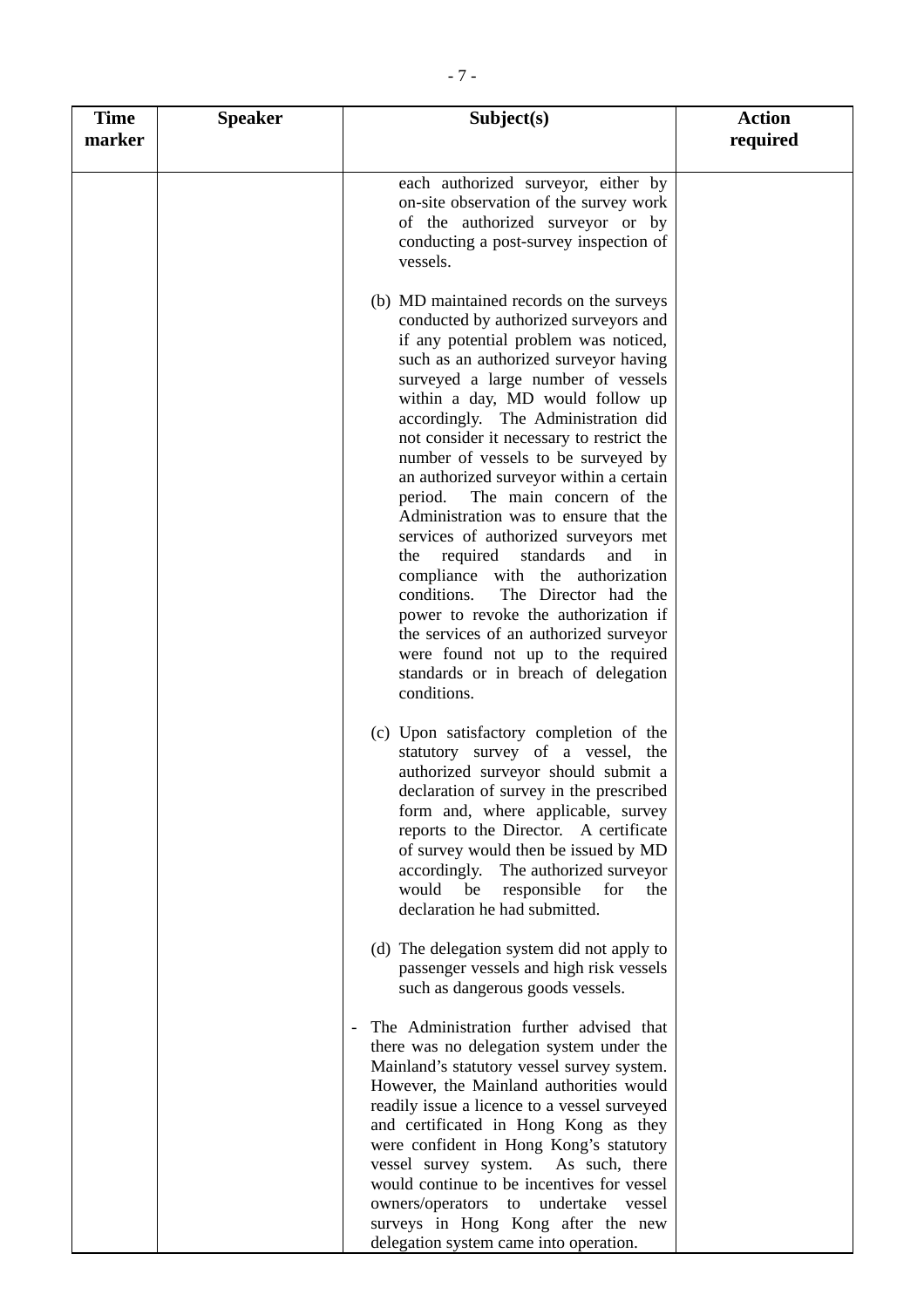| Time marker | Speaker | Subject(s) | Action required |
|---|---|---|---|
| | | each authorized surveyor, either by on-site observation of the survey work of the authorized surveyor or by conducting a post-survey inspection of vessels.<br><br>(b) MD maintained records on the surveys conducted by authorized surveyors and if any potential problem was noticed, such as an authorized surveyor having surveyed a large number of vessels within a day, MD would follow up accordingly. The Administration did not consider it necessary to restrict the number of vessels to be surveyed by an authorized surveyor within a certain period. The main concern of the Administration was to ensure that the services of authorized surveyors met the required standards and in compliance with the authorization conditions. The Director had the power to revoke the authorization if the services of an authorized surveyor were found not up to the required standards or in breach of delegation conditions.<br><br>(c) Upon satisfactory completion of the statutory survey of a vessel, the authorized surveyor should submit a declaration of survey in the prescribed form and, where applicable, survey reports to the Director. A certificate of survey would then be issued by MD accordingly. The authorized surveyor would be responsible for the declaration he had submitted.<br><br>(d) The delegation system did not apply to passenger vessels and high risk vessels such as dangerous goods vessels.<br><br>- The Administration further advised that there was no delegation system under the Mainland's statutory vessel survey system. However, the Mainland authorities would readily issue a licence to a vessel surveyed and certificated in Hong Kong as they were confident in Hong Kong's statutory vessel survey system. As such, there would continue to be incentives for vessel owners/operators to undertake vessel surveys in Hong Kong after the new delegation system came into operation. | |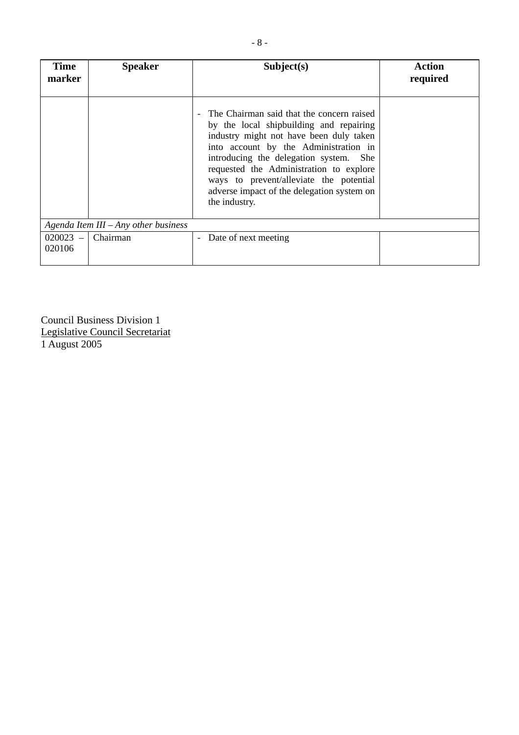| Time marker | Speaker | Subject(s) | Action required |
|---|---|---|---|
| | | - The Chairman said that the concern raised by the local shipbuilding and repairing industry might not have been duly taken into account by the Administration in introducing the delegation system. She requested the Administration to explore ways to prevent/alleviate the potential adverse impact of the delegation system on the industry. | |
| *Agenda Item III – Any other business* | | | |
| 020023 – 020106 | Chairman | - Date of next meeting | |

Council Business Division 1
Legislative Council Secretariat
1 August 2005